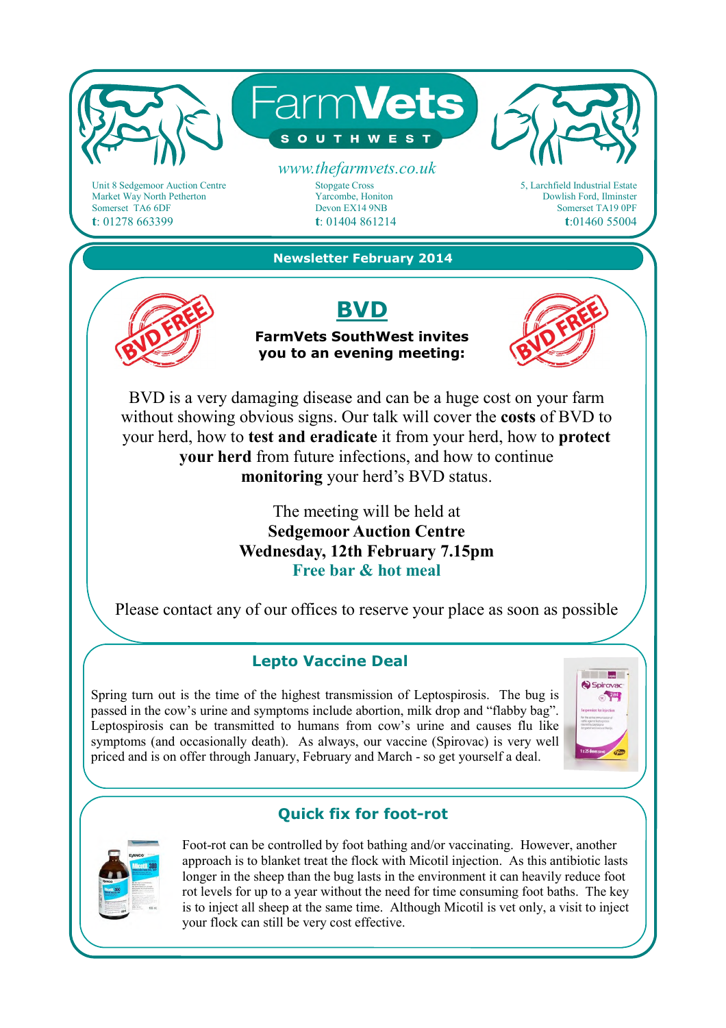# FarmVets SOUTHWEST

*www.thefarmvets.co.uk*

Unit 8 Sedgemoor Auction Centre
Market Way North Petherton
Somerset TA6 6DF
**t**: 01278 663399

Stopgate Cross
Yarcombe, Honiton
Devon EX14 9NB
**t**: 01404 861214

5, Larchfield Industrial Estate
Dowlish Ford, Ilminster
Somerset TA19 0PF
**t**:01460 55004

**Newsletter February 2014**

## BVD

**FarmVets SouthWest invites you to an evening meeting:**

BVD is a very damaging disease and can be a huge cost on your farm without showing obvious signs. Our talk will cover the **costs** of BVD to your herd, how to **test and eradicate** it from your herd, how to **protect your herd** from future infections, and how to continue **monitoring** your herd's BVD status.

The meeting will be held at
**Sedgemoor Auction Centre**
**Wednesday, 12th February 7.15pm**
**Free bar & hot meal**

Please contact any of our offices to reserve your place as soon as possible

## Lepto Vaccine Deal

Spring turn out is the time of the highest transmission of Leptospirosis. The bug is passed in the cow's urine and symptoms include abortion, milk drop and "flabby bag". Leptospirosis can be transmitted to humans from cow's urine and causes flu like symptoms (and occasionally death). As always, our vaccine (Spirovac) is very well priced and is on offer through January, February and March - so get yourself a deal.

## Quick fix for foot-rot

Foot-rot can be controlled by foot bathing and/or vaccinating. However, another approach is to blanket treat the flock with Micotil injection. As this antibiotic lasts longer in the sheep than the bug lasts in the environment it can heavily reduce foot rot levels for up to a year without the need for time consuming foot baths. The key is to inject all sheep at the same time. Although Micotil is vet only, a visit to inject your flock can still be very cost effective.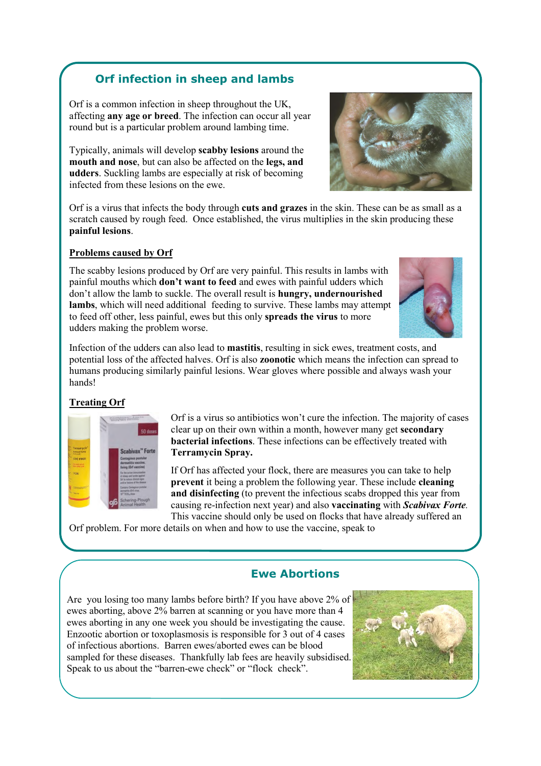## Orf infection in sheep and lambs

Orf is a common infection in sheep throughout the UK, affecting **any age or breed**. The infection can occur all year round but is a particular problem around lambing time.

Typically, animals will develop **scabby lesions** around the **mouth and nose**, but can also be affected on the **legs, and udders**. Suckling lambs are especially at risk of becoming infected from these lesions on the ewe.

Orf is a virus that infects the body through **cuts and grazes** in the skin. These can be as small as a scratch caused by rough feed. Once established, the virus multiplies in the skin producing these **painful lesions**.

### Problems caused by Orf

The scabby lesions produced by Orf are very painful. This results in lambs with painful mouths which **don't want to feed** and ewes with painful udders which don't allow the lamb to suckle. The overall result is **hungry, undernourished lambs**, which will need additional feeding to survive. These lambs may attempt to feed off other, less painful, ewes but this only **spreads the virus** to more udders making the problem worse.

Infection of the udders can also lead to **mastitis**, resulting in sick ewes, treatment costs, and potential loss of the affected halves. Orf is also **zoonotic** which means the infection can spread to humans producing similarly painful lesions. Wear gloves where possible and always wash your hands!

### Treating Orf

Orf is a virus so antibiotics won't cure the infection. The majority of cases clear up on their own within a month, however many get **secondary bacterial infections**. These infections can be effectively treated with **Terramycin Spray.**

If Orf has affected your flock, there are measures you can take to help **prevent** it being a problem the following year. These include **cleaning and disinfecting** (to prevent the infectious scabs dropped this year from causing re-infection next year) and also **vaccinating** with ***Scabivax Forte***. This vaccine should only be used on flocks that have already suffered an Orf problem. For more details on when and how to use the vaccine, speak to

## Ewe Abortions

Are you losing too many lambs before birth? If you have above 2% of ewes aborting, above 2% barren at scanning or you have more than 4 ewes aborting in any one week you should be investigating the cause. Enzootic abortion or toxoplasmosis is responsible for 3 out of 4 cases of infectious abortions. Barren ewes/aborted ewes can be blood sampled for these diseases. Thankfully lab fees are heavily subsidised. Speak to us about the "barren-ewe check" or "flock check".